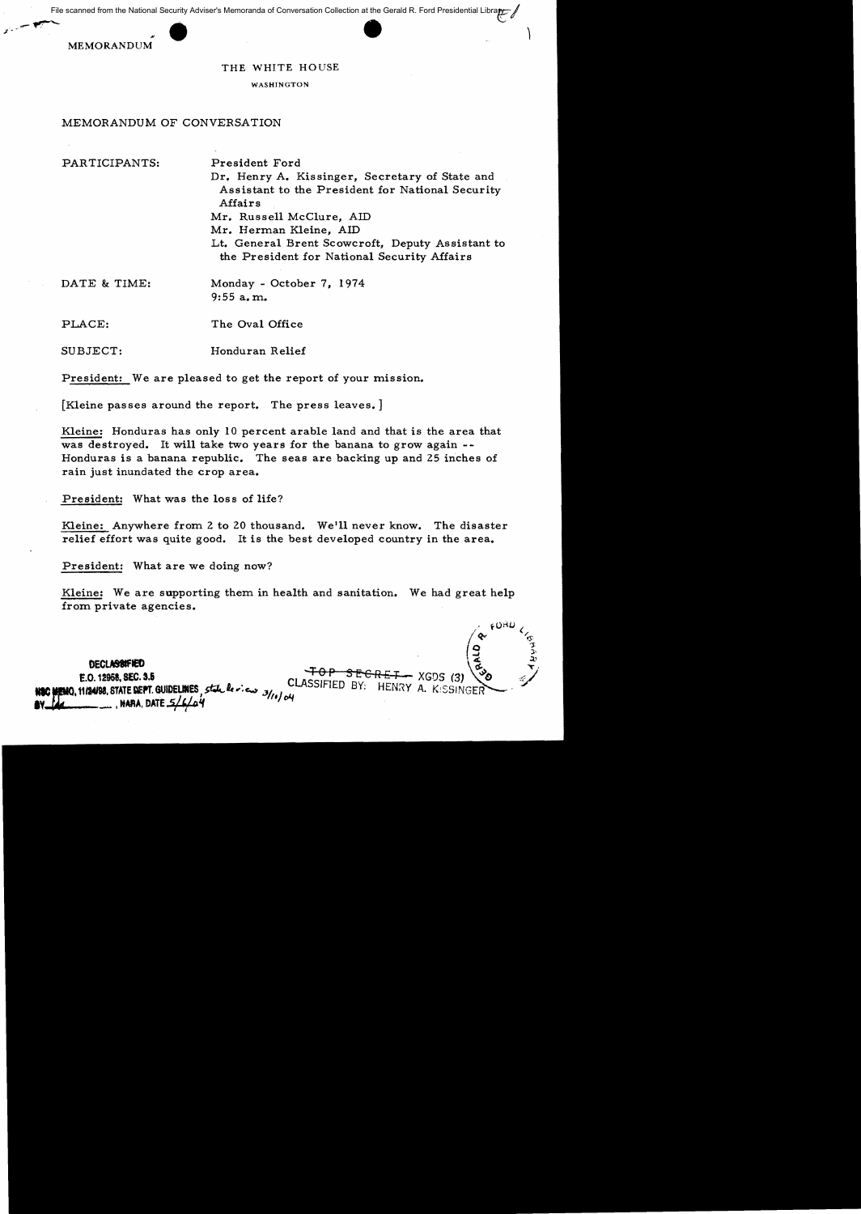MEMORANDUM

THE WHITE HOUSE

WASHINGTON

MEMORANDUM OF CONVERSATION

PARTICIPANTS: President Ford
Dr. Henry A. Kissinger, Secretary of State and Assistant to the President for National Security Affairs
Mr. Russell McClure, AID
Mr. Herman Kleine, AID
Lt. General Brent Scowcroft, Deputy Assistant to the President for National Security Affairs

DATE & TIME: Monday - October 7, 1974
9:55 a.m.

PLACE: The Oval Office

SUBJECT: Honduran Relief

President: We are pleased to get the report of your mission.

[Kleine passes around the report. The press leaves.]

Kleine: Honduras has only 10 percent arable land and that is the area that was destroyed. It will take two years for the banana to grow again -- Honduras is a banana republic. The seas are backing up and 25 inches of rain just inundated the crop area.

President: What was the loss of life?

Kleine: Anywhere from 2 to 20 thousand. We'll never know. The disaster relief effort was quite good. It is the best developed country in the area.

President: What are we doing now?

Kleine: We are supporting them in health and sanitation. We had great help from private agencies.

DECLASSIFIED
E.O. 12958, SEC. 3.5
NSC MEMO, 11/24/98, STATE DEPT. GUIDELINES, state review 3/11/04
BY ___, NARA, DATE 5/6/04

~~TOP SECRET~~ XGDS (3)
CLASSIFIED BY: HENRY A. KISSINGER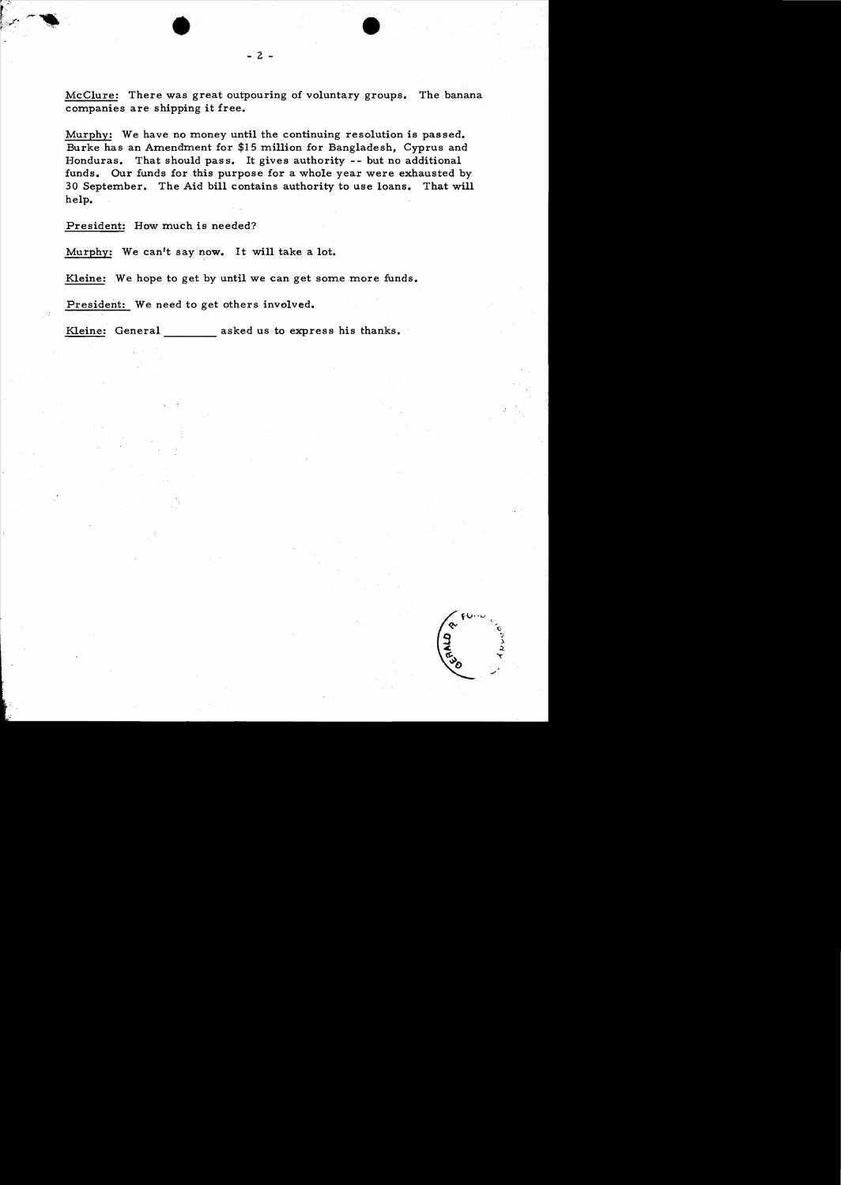McClure: There was great outpouring of voluntary groups. The banana companies are shipping it free.

Murphy: We have no money until the continuing resolution is passed. Burke has an Amendment for $15 million for Bangladesh, Cyprus and Honduras. That should pass. It gives authority -- but no additional funds. Our funds for this purpose for a whole year were exhausted by 30 September. The Aid bill contains authority to use loans. That will help.

President: How much is needed?

Murphy: We can't say now. It will take a lot.

Kleine: We hope to get by until we can get some more funds.

President: We need to get others involved.

Kleine: General ________ asked us to express his thanks.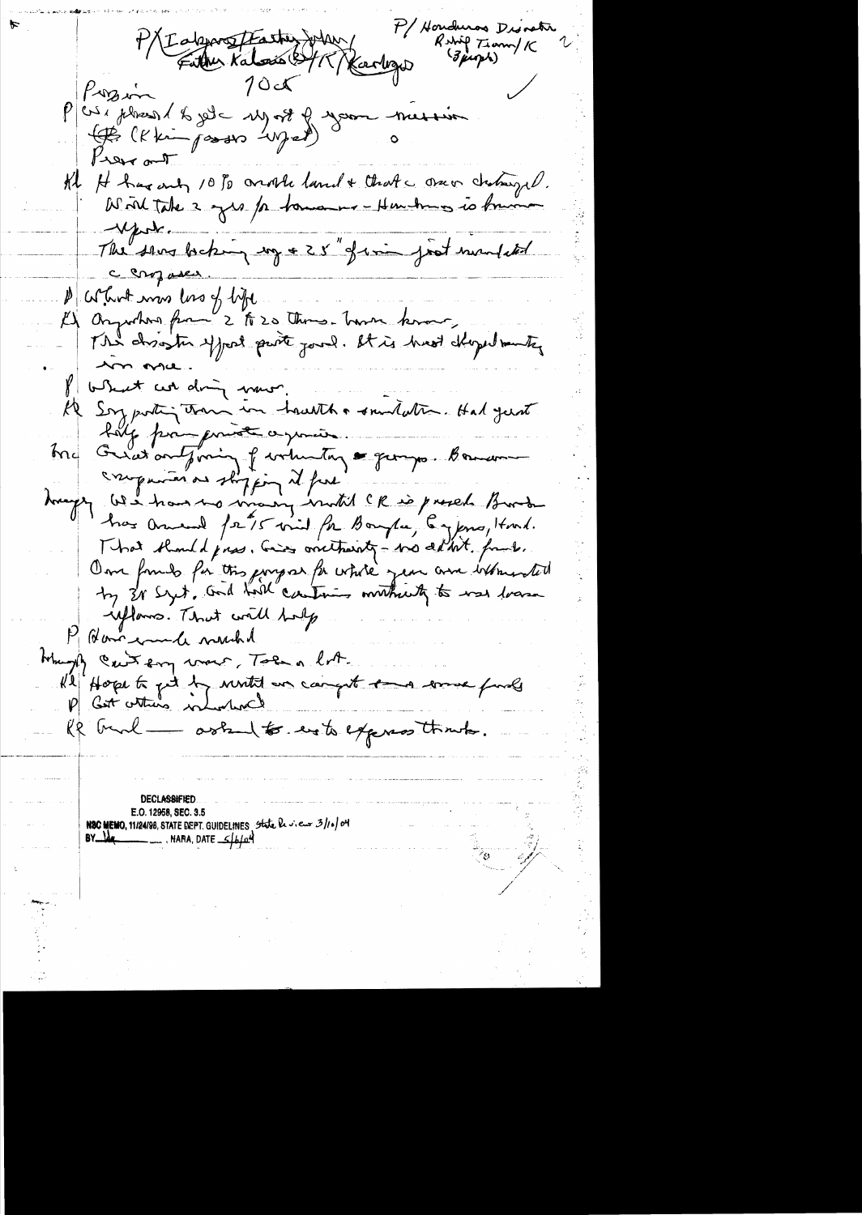P/ Izakaya/Father John/ Father Kalaw(?)/K/Kaxlogo(?)

P/ Honduras Disaster
Relief Team/K
(3 people)

2

Pozzi in    10 ct

P We pleased to get report of your mission (K—passes up ?)

Pres out

Kl H has only 10% arable land & that was destroyed. Will take 2 yrs for bananas — Honduras is banana republic.

The storm backing up & 25" of rain just inundated the areas.

P What was loss of life

Kl Anywhere from 2 to 20 thous. Won't know. This disaster effort quite good. It is best deployed in one.

P What are doing now.

Kl Supporting them in health & sanitation. Had just help from private agencies.

Ind Great outpouring of voluntary groups. Banana companies are stepping it forward.

Knapp We have no money until CR is passed. Bush has asked for $15 mil for Bangla, Cyprus, Hond. That should pass. Gives authority — no addit. funds. Our funds for this purpose for whole year are obligated by 31 Sept. Gave task certain authority to use loans uploans. That will help.

P How much needed

Knapp Can't say now. Take a lot.

Kl Hope to get by until we can get some funds

P Got others involved

Kl Good — asked to ext. to express thanks.

DECLASSIFIED
E.O. 12958, SEC. 3.5
NSC MEMO, 11/24/98, STATE DEPT. GUIDELINES State Review 3/10/04
BY ___ , NARA, DATE 5/6/04